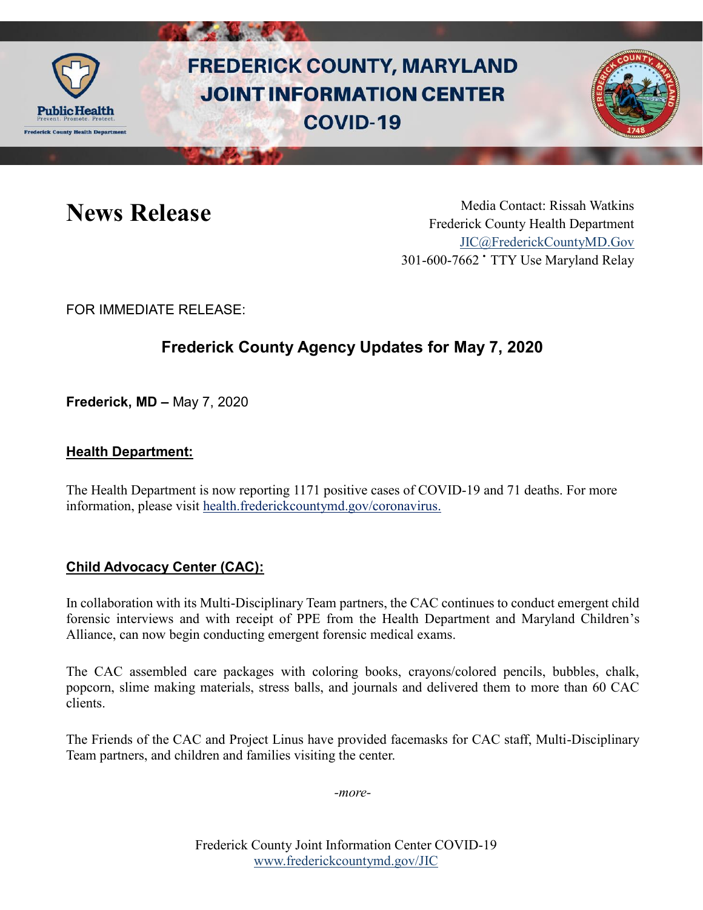# FREDERICK COUNTY, MARYLAND JOINT INFORMATION CENTER COVID-19

## News Release

Media Contact: Rissah Watkins
Frederick County Health Department
JIC@FrederickCountyMD.Gov
301-600-7662 • TTY Use Maryland Relay

FOR IMMEDIATE RELEASE:

## Frederick County Agency Updates for May 7, 2020

**Frederick, MD –** May 7, 2020

### Health Department:

The Health Department is now reporting 1171 positive cases of COVID-19 and 71 deaths. For more information, please visit health.frederickcountymd.gov/coronavirus.

### Child Advocacy Center (CAC):

In collaboration with its Multi-Disciplinary Team partners, the CAC continues to conduct emergent child forensic interviews and with receipt of PPE from the Health Department and Maryland Children's Alliance, can now begin conducting emergent forensic medical exams.

The CAC assembled care packages with coloring books, crayons/colored pencils, bubbles, chalk, popcorn, slime making materials, stress balls, and journals and delivered them to more than 60 CAC clients.

The Friends of the CAC and Project Linus have provided facemasks for CAC staff, Multi-Disciplinary Team partners, and children and families visiting the center.

*-more-*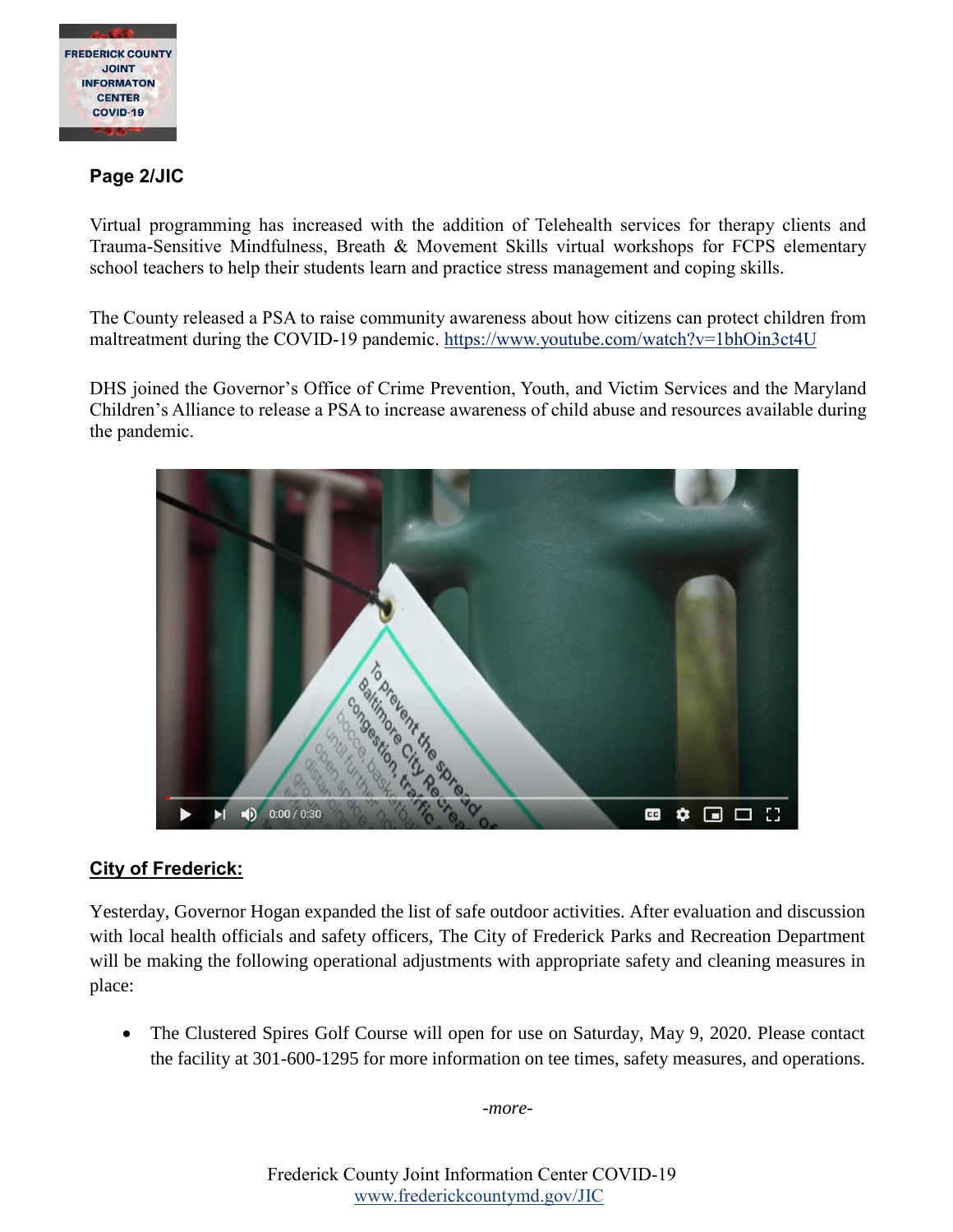Virtual programming has increased with the addition of Telehealth services for therapy clients and Trauma-Sensitive Mindfulness, Breath & Movement Skills virtual workshops for FCPS elementary school teachers to help their students learn and practice stress management and coping skills.

The County released a PSA to raise community awareness about how citizens can protect children from maltreatment during the COVID-19 pandemic. https://www.youtube.com/watch?v=1bhOin3ct4U

DHS joined the Governor's Office of Crime Prevention, Youth, and Victim Services and the Maryland Children's Alliance to release a PSA to increase awareness of child abuse and resources available during the pandemic.

## City of Frederick:

Yesterday, Governor Hogan expanded the list of safe outdoor activities. After evaluation and discussion with local health officials and safety officers, The City of Frederick Parks and Recreation Department will be making the following operational adjustments with appropriate safety and cleaning measures in place:

- The Clustered Spires Golf Course will open for use on Saturday, May 9, 2020. Please contact the facility at 301-600-1295 for more information on tee times, safety measures, and operations.

*-more-*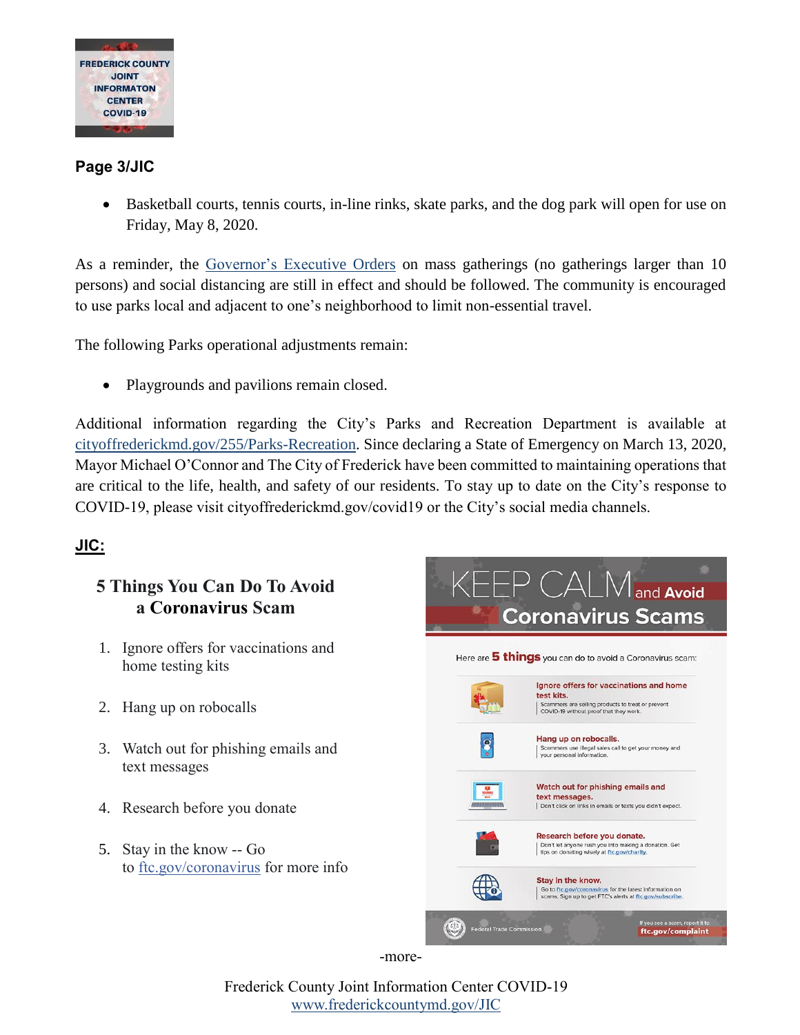**Page 3/JIC**

- Basketball courts, tennis courts, in-line rinks, skate parks, and the dog park will open for use on Friday, May 8, 2020.

As a reminder, the Governor's Executive Orders on mass gatherings (no gatherings larger than 10 persons) and social distancing are still in effect and should be followed. The community is encouraged to use parks local and adjacent to one's neighborhood to limit non-essential travel.

The following Parks operational adjustments remain:

- Playgrounds and pavilions remain closed.

Additional information regarding the City's Parks and Recreation Department is available at cityoffrederickmd.gov/255/Parks-Recreation. Since declaring a State of Emergency on March 13, 2020, Mayor Michael O'Connor and The City of Frederick have been committed to maintaining operations that are critical to the life, health, and safety of our residents. To stay up to date on the City's response to COVID-19, please visit cityoffrederickmd.gov/covid19 or the City's social media channels.

**JIC:**

## 5 Things You Can Do To Avoid a Coronavirus Scam

1. Ignore offers for vaccinations and home testing kits
2. Hang up on robocalls
3. Watch out for phishing emails and text messages
4. Research before you donate
5. Stay in the know -- Go to ftc.gov/coronavirus for more info

-more-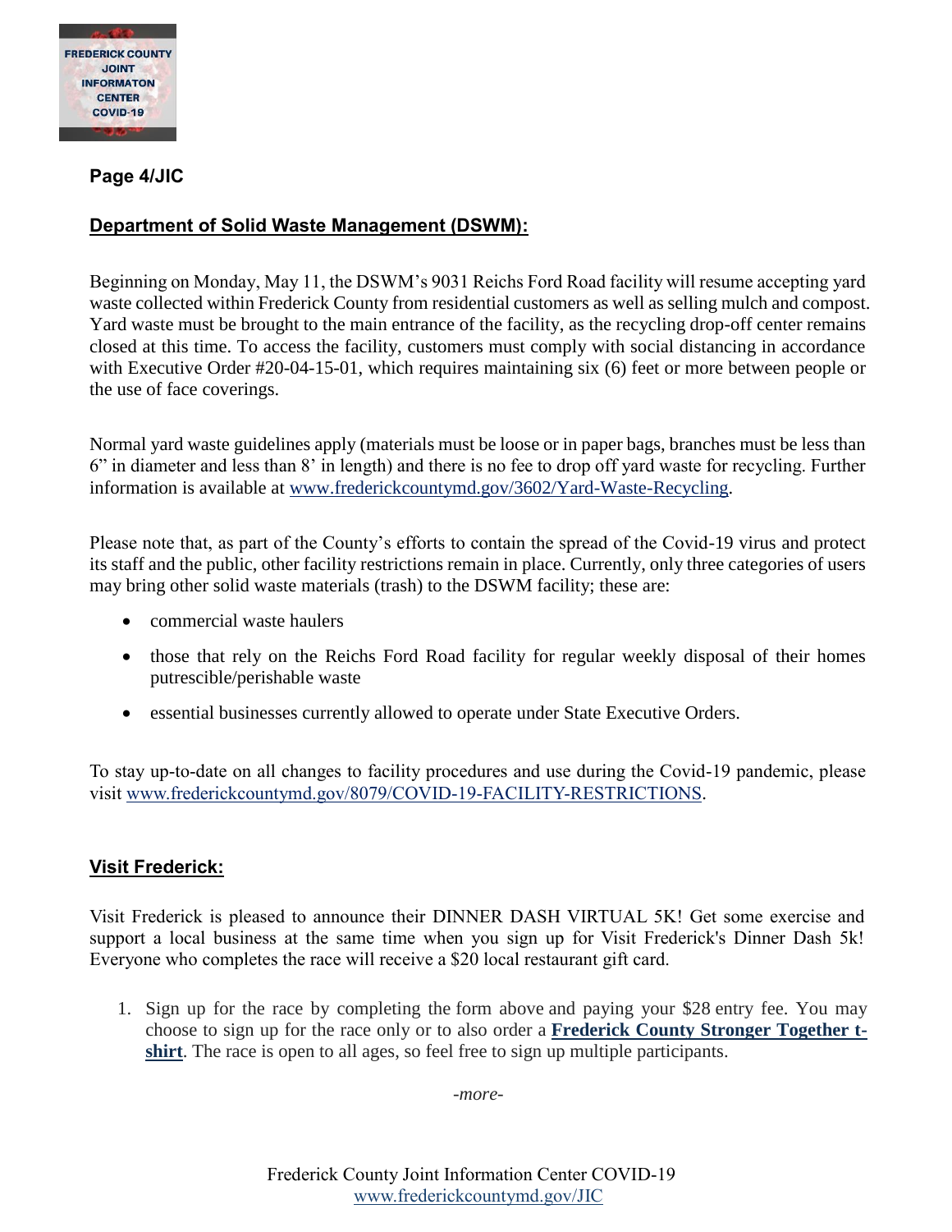**Page 4/JIC**

## Department of Solid Waste Management (DSWM):

Beginning on Monday, May 11, the DSWM's 9031 Reichs Ford Road facility will resume accepting yard waste collected within Frederick County from residential customers as well as selling mulch and compost. Yard waste must be brought to the main entrance of the facility, as the recycling drop-off center remains closed at this time. To access the facility, customers must comply with social distancing in accordance with Executive Order #20-04-15-01, which requires maintaining six (6) feet or more between people or the use of face coverings.

Normal yard waste guidelines apply (materials must be loose or in paper bags, branches must be less than 6" in diameter and less than 8' in length) and there is no fee to drop off yard waste for recycling. Further information is available at www.frederickcountymd.gov/3602/Yard-Waste-Recycling.

Please note that, as part of the County's efforts to contain the spread of the Covid-19 virus and protect its staff and the public, other facility restrictions remain in place. Currently, only three categories of users may bring other solid waste materials (trash) to the DSWM facility; these are:

- commercial waste haulers
- those that rely on the Reichs Ford Road facility for regular weekly disposal of their homes putrescible/perishable waste
- essential businesses currently allowed to operate under State Executive Orders.

To stay up-to-date on all changes to facility procedures and use during the Covid-19 pandemic, please visit www.frederickcountymd.gov/8079/COVID-19-FACILITY-RESTRICTIONS.

## Visit Frederick:

Visit Frederick is pleased to announce their DINNER DASH VIRTUAL 5K! Get some exercise and support a local business at the same time when you sign up for Visit Frederick's Dinner Dash 5k! Everyone who completes the race will receive a $20 local restaurant gift card.

1. Sign up for the race by completing the form above and paying your $28 entry fee. You may choose to sign up for the race only or to also order a **Frederick County Stronger Together t-shirt**. The race is open to all ages, so feel free to sign up multiple participants.

*-more-*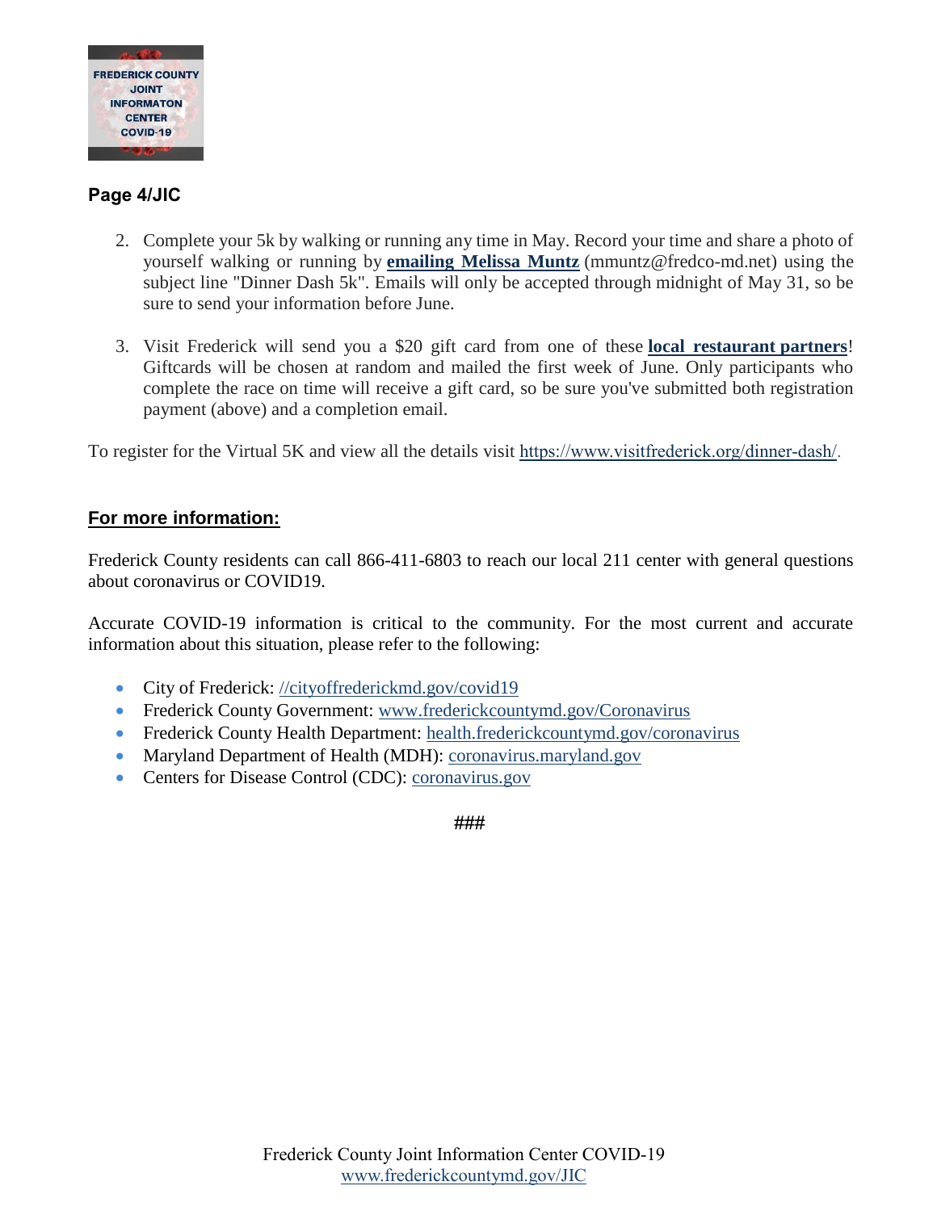2. Complete your 5k by walking or running any time in May. Record your time and share a photo of yourself walking or running by **emailing Melissa Muntz** (mmuntz@fredco-md.net) using the subject line "Dinner Dash 5k". Emails will only be accepted through midnight of May 31, so be sure to send your information before June.

3. Visit Frederick will send you a $20 gift card from one of these **local restaurant partners**! Giftcards will be chosen at random and mailed the first week of June. Only participants who complete the race on time will receive a gift card, so be sure you've submitted both registration payment (above) and a completion email.

To register for the Virtual 5K and view all the details visit https://www.visitfrederick.org/dinner-dash/.

## For more information:

Frederick County residents can call 866-411-6803 to reach our local 211 center with general questions about coronavirus or COVID19.

Accurate COVID-19 information is critical to the community. For the most current and accurate information about this situation, please refer to the following:

- City of Frederick: //cityoffrederickmd.gov/covid19
- Frederick County Government: www.frederickcountymd.gov/Coronavirus
- Frederick County Health Department: health.frederickcountymd.gov/coronavirus
- Maryland Department of Health (MDH): coronavirus.maryland.gov
- Centers for Disease Control (CDC): coronavirus.gov

###